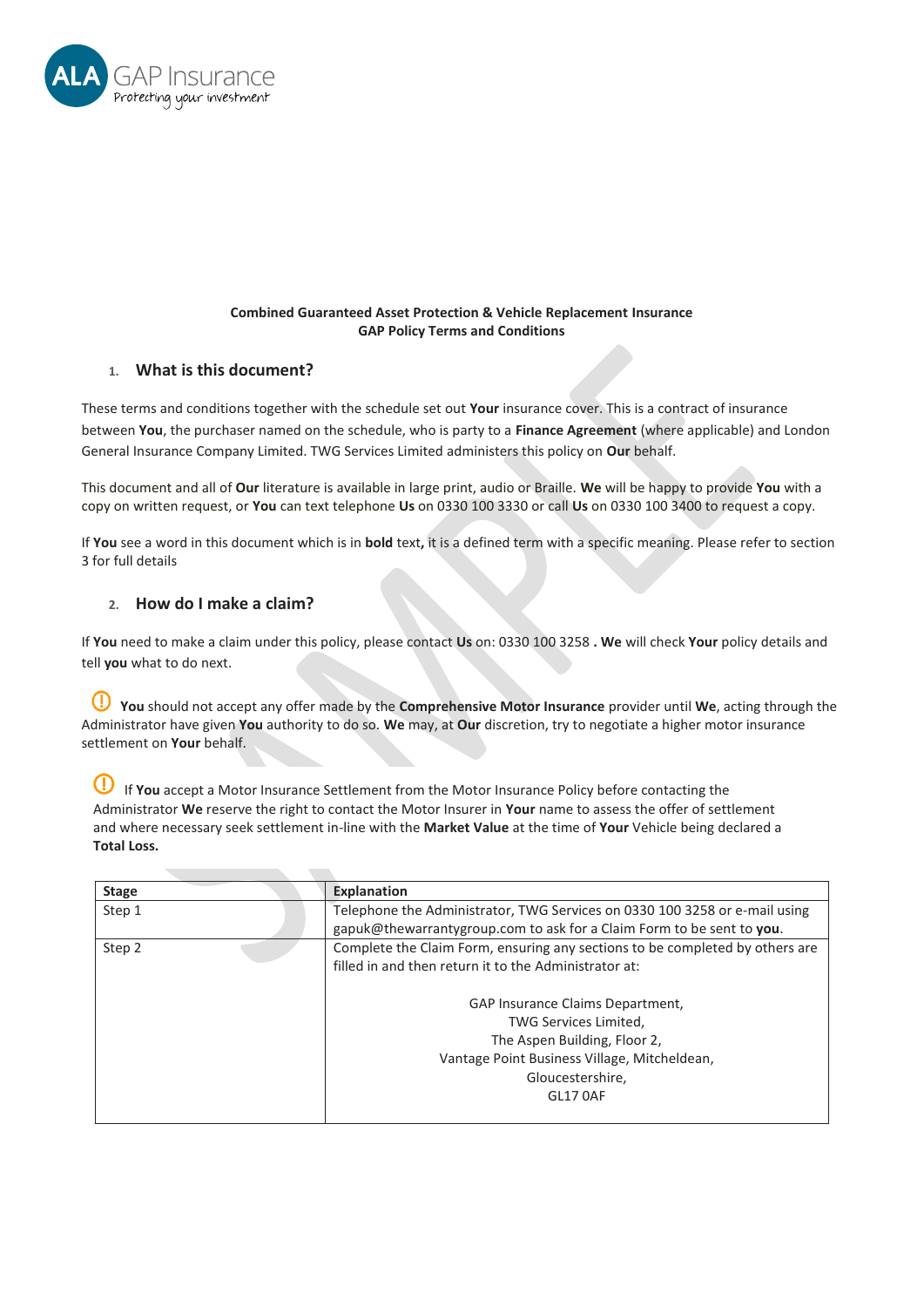ALA GAP Insurance
Protecting your investment

**Combined Guaranteed Asset Protection & Vehicle Replacement Insurance**
**GAP Policy Terms and Conditions**

## 1. What is this document?

These terms and conditions together with the schedule set out **Your** insurance cover. This is a contract of insurance between **You**, the purchaser named on the schedule, who is party to a **Finance Agreement** (where applicable) and London General Insurance Company Limited. TWG Services Limited administers this policy on **Our** behalf.

This document and all of **Our** literature is available in large print, audio or Braille. **We** will be happy to provide **You** with a copy on written request, or **You** can text telephone **Us** on 0330 100 3330 or call **Us** on 0330 100 3400 to request a copy.

If **You** see a word in this document which is in **bold** text**,** it is a defined term with a specific meaning. Please refer to section 3 for full details

## 2. How do I make a claim?

If **You** need to make a claim under this policy, please contact **Us** on: 0330 100 3258 **. We** will check **Your** policy details and tell **you** what to do next.

**You** should not accept any offer made by the **Comprehensive Motor Insurance** provider until **We**, acting through the Administrator have given **You** authority to do so. **We** may, at **Our** discretion, try to negotiate a higher motor insurance settlement on **Your** behalf.

If **You** accept a Motor Insurance Settlement from the Motor Insurance Policy before contacting the Administrator **We** reserve the right to contact the Motor Insurer in **Your** name to assess the offer of settlement and where necessary seek settlement in-line with the **Market Value** at the time of **Your** Vehicle being declared a **Total Loss.**

| Stage | Explanation |
|---|---|
| Step 1 | Telephone the Administrator, TWG Services on 0330 100 3258 or e-mail using gapuk@thewarrantygroup.com to ask for a Claim Form to be sent to **you**. |
| Step 2 | Complete the Claim Form, ensuring any sections to be completed by others are filled in and then return it to the Administrator at:<br><br>GAP Insurance Claims Department,<br>TWG Services Limited,<br>The Aspen Building, Floor 2,<br>Vantage Point Business Village, Mitcheldean,<br>Gloucestershire,<br>GL17 0AF |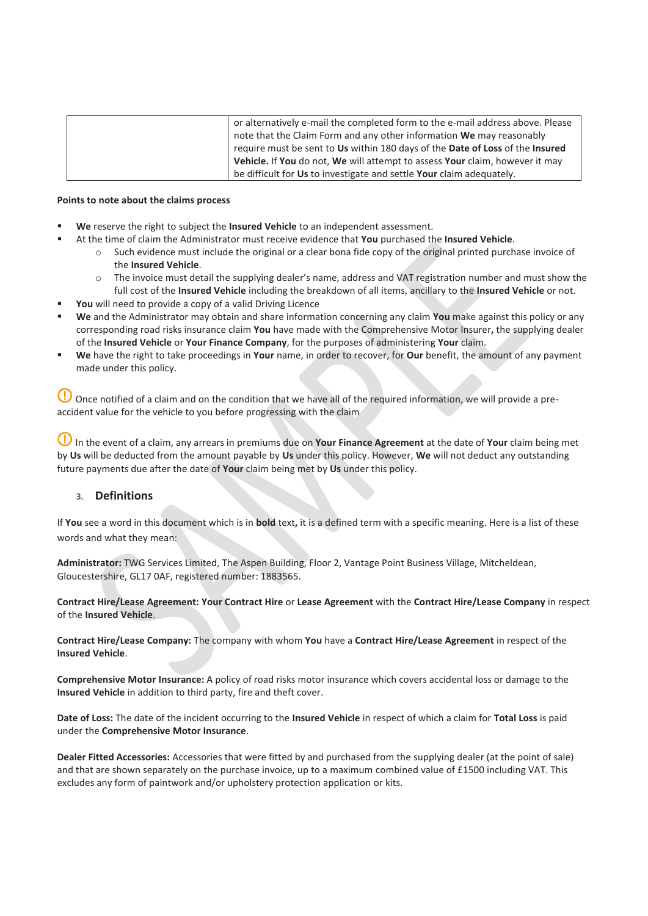| | or alternatively e-mail the completed form to the e-mail address above. Please note that the Claim Form and any other information **We** may reasonably require must be sent to **Us** within 180 days of the **Date of Loss** of the **Insured Vehicle.** If **You** do not, **We** will attempt to assess **Your** claim, however it may be difficult for **Us** to investigate and settle **Your** claim adequately. |
|---|---|

**Points to note about the claims process**

- **We** reserve the right to subject the **Insured Vehicle** to an independent assessment.
- At the time of claim the Administrator must receive evidence that **You** purchased the **Insured Vehicle**.
  - Such evidence must include the original or a clear bona fide copy of the original printed purchase invoice of the **Insured Vehicle**.
  - The invoice must detail the supplying dealer's name, address and VAT registration number and must show the full cost of the **Insured Vehicle** including the breakdown of all items, ancillary to the **Insured Vehicle** or not.
- **You** will need to provide a copy of a valid Driving Licence
- **We** and the Administrator may obtain and share information concerning any claim **You** make against this policy or any corresponding road risks insurance claim **You** have made with the Comprehensive Motor Insurer**,** the supplying dealer of the **Insured Vehicle** or **Your Finance Company**, for the purposes of administering **Your** claim.
- **We** have the right to take proceedings in **Your** name, in order to recover, for **Our** benefit, the amount of any payment made under this policy.

ⓘ Once notified of a claim and on the condition that we have all of the required information, we will provide a pre-accident value for the vehicle to you before progressing with the claim

ⓘ In the event of a claim, any arrears in premiums due on **Your Finance Agreement** at the date of **Your** claim being met by **Us** will be deducted from the amount payable by **Us** under this policy. However, **We** will not deduct any outstanding future payments due after the date of **Your** claim being met by **Us** under this policy.

## 3. Definitions

If **You** see a word in this document which is in **bold** text**,** it is a defined term with a specific meaning. Here is a list of these words and what they mean:

**Administrator:** TWG Services Limited, The Aspen Building, Floor 2, Vantage Point Business Village, Mitcheldean, Gloucestershire, GL17 0AF, registered number: 1883565.

**Contract Hire/Lease Agreement: Your Contract Hire** or **Lease Agreement** with the **Contract Hire/Lease Company** in respect of the **Insured Vehicle**.

**Contract Hire/Lease Company:** The company with whom **You** have a **Contract Hire/Lease Agreement** in respect of the **Insured Vehicle**.

**Comprehensive Motor Insurance:** A policy of road risks motor insurance which covers accidental loss or damage to the **Insured Vehicle** in addition to third party, fire and theft cover.

**Date of Loss:** The date of the incident occurring to the **Insured Vehicle** in respect of which a claim for **Total Loss** is paid under the **Comprehensive Motor Insurance**.

**Dealer Fitted Accessories:** Accessories that were fitted by and purchased from the supplying dealer (at the point of sale) and that are shown separately on the purchase invoice, up to a maximum combined value of £1500 including VAT. This excludes any form of paintwork and/or upholstery protection application or kits.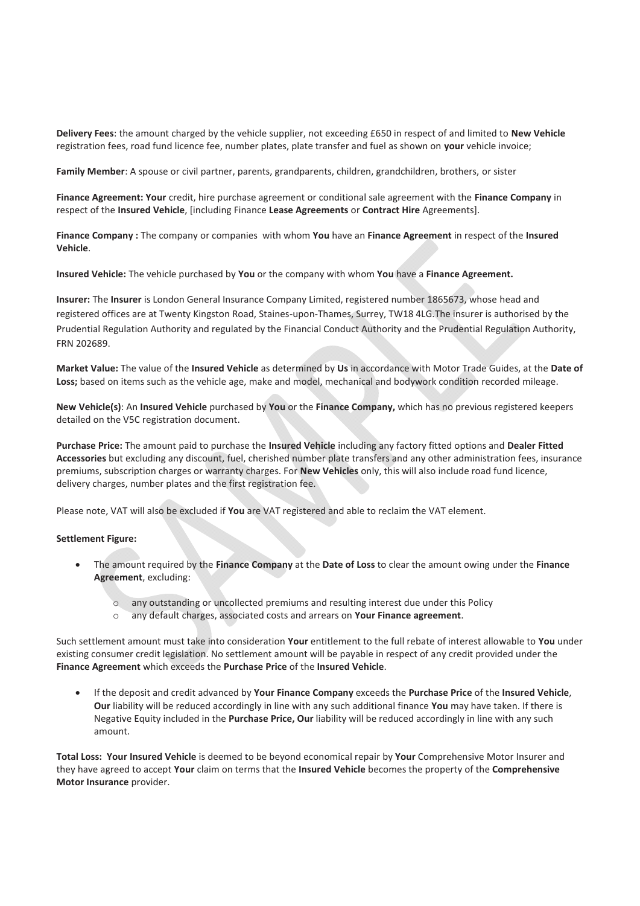**Delivery Fees**: the amount charged by the vehicle supplier, not exceeding £650 in respect of and limited to **New Vehicle** registration fees, road fund licence fee, number plates, plate transfer and fuel as shown on **your** vehicle invoice;

**Family Member**: A spouse or civil partner, parents, grandparents, children, grandchildren, brothers, or sister

**Finance Agreement: Your** credit, hire purchase agreement or conditional sale agreement with the **Finance Company** in respect of the **Insured Vehicle**, [including Finance **Lease Agreements** or **Contract Hire** Agreements].

**Finance Company :** The company or companies with whom **You** have an **Finance Agreement** in respect of the **Insured Vehicle**.

**Insured Vehicle:** The vehicle purchased by **You** or the company with whom **You** have a **Finance Agreement.**

**Insurer:** The **Insurer** is London General Insurance Company Limited, registered number 1865673, whose head and registered offices are at Twenty Kingston Road, Staines-upon-Thames, Surrey, TW18 4LG.The insurer is authorised by the Prudential Regulation Authority and regulated by the Financial Conduct Authority and the Prudential Regulation Authority, FRN 202689.

**Market Value:** The value of the **Insured Vehicle** as determined by **Us** in accordance with Motor Trade Guides, at the **Date of Loss;** based on items such as the vehicle age, make and model, mechanical and bodywork condition recorded mileage.

**New Vehicle(s)**: An **Insured Vehicle** purchased by **You** or the **Finance Company,** which has no previous registered keepers detailed on the V5C registration document.

**Purchase Price:** The amount paid to purchase the **Insured Vehicle** including any factory fitted options and **Dealer Fitted Accessories** but excluding any discount, fuel, cherished number plate transfers and any other administration fees, insurance premiums, subscription charges or warranty charges. For **New Vehicles** only, this will also include road fund licence, delivery charges, number plates and the first registration fee.

Please note, VAT will also be excluded if **You** are VAT registered and able to reclaim the VAT element.

**Settlement Figure:**

- The amount required by the **Finance Company** at the **Date of Loss** to clear the amount owing under the **Finance Agreement**, excluding:
    - any outstanding or uncollected premiums and resulting interest due under this Policy
    - any default charges, associated costs and arrears on **Your Finance agreement**.

Such settlement amount must take into consideration **Your** entitlement to the full rebate of interest allowable to **You** under existing consumer credit legislation. No settlement amount will be payable in respect of any credit provided under the **Finance Agreement** which exceeds the **Purchase Price** of the **Insured Vehicle**.

- If the deposit and credit advanced by **Your Finance Company** exceeds the **Purchase Price** of the **Insured Vehicle**, **Our** liability will be reduced accordingly in line with any such additional finance **You** may have taken. If there is Negative Equity included in the **Purchase Price, Our** liability will be reduced accordingly in line with any such amount.

**Total Loss: Your Insured Vehicle** is deemed to be beyond economical repair by **Your** Comprehensive Motor Insurer and they have agreed to accept **Your** claim on terms that the **Insured Vehicle** becomes the property of the **Comprehensive Motor Insurance** provider.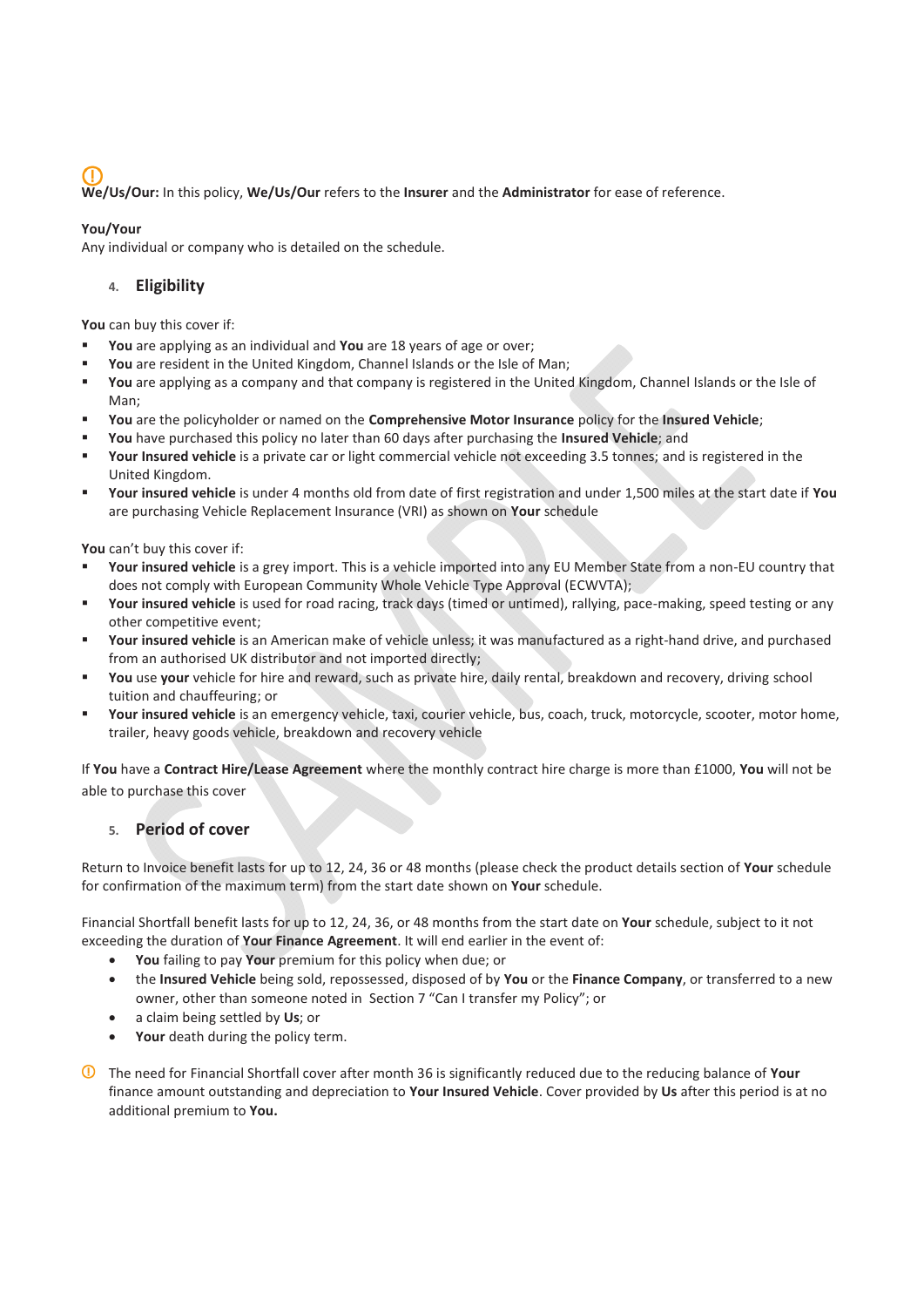ⓘ
**We/Us/Our:** In this policy, **We/Us/Our** refers to the **Insurer** and the **Administrator** for ease of reference.

**You/Your**
Any individual or company who is detailed on the schedule.

## 4. Eligibility

**You** can buy this cover if:

- **You** are applying as an individual and **You** are 18 years of age or over;
- **You** are resident in the United Kingdom, Channel Islands or the Isle of Man;
- **You** are applying as a company and that company is registered in the United Kingdom, Channel Islands or the Isle of Man;
- **You** are the policyholder or named on the **Comprehensive Motor Insurance** policy for the **Insured Vehicle**;
- **You** have purchased this policy no later than 60 days after purchasing the **Insured Vehicle**; and
- **Your Insured vehicle** is a private car or light commercial vehicle not exceeding 3.5 tonnes; and is registered in the United Kingdom.
- **Your insured vehicle** is under 4 months old from date of first registration and under 1,500 miles at the start date if **You** are purchasing Vehicle Replacement Insurance (VRI) as shown on **Your** schedule

**You** can't buy this cover if:

- **Your insured vehicle** is a grey import. This is a vehicle imported into any EU Member State from a non-EU country that does not comply with European Community Whole Vehicle Type Approval (ECWVTA);
- **Your insured vehicle** is used for road racing, track days (timed or untimed), rallying, pace-making, speed testing or any other competitive event;
- **Your insured vehicle** is an American make of vehicle unless; it was manufactured as a right-hand drive, and purchased from an authorised UK distributor and not imported directly;
- **You** use **your** vehicle for hire and reward, such as private hire, daily rental, breakdown and recovery, driving school tuition and chauffeuring; or
- **Your insured vehicle** is an emergency vehicle, taxi, courier vehicle, bus, coach, truck, motorcycle, scooter, motor home, trailer, heavy goods vehicle, breakdown and recovery vehicle

If **You** have a **Contract Hire/Lease Agreement** where the monthly contract hire charge is more than £1000, **You** will not be able to purchase this cover

## 5. Period of cover

Return to Invoice benefit lasts for up to 12, 24, 36 or 48 months (please check the product details section of **Your** schedule for confirmation of the maximum term) from the start date shown on **Your** schedule.

Financial Shortfall benefit lasts for up to 12, 24, 36, or 48 months from the start date on **Your** schedule, subject to it not exceeding the duration of **Your Finance Agreement**. It will end earlier in the event of:

- **You** failing to pay **Your** premium for this policy when due; or
- the **Insured Vehicle** being sold, repossessed, disposed of by **You** or the **Finance Company**, or transferred to a new owner, other than someone noted in Section 7 "Can I transfer my Policy"; or
- a claim being settled by **Us**; or
- **Your** death during the policy term.

ⓘ The need for Financial Shortfall cover after month 36 is significantly reduced due to the reducing balance of **Your** finance amount outstanding and depreciation to **Your Insured Vehicle**. Cover provided by **Us** after this period is at no additional premium to **You.**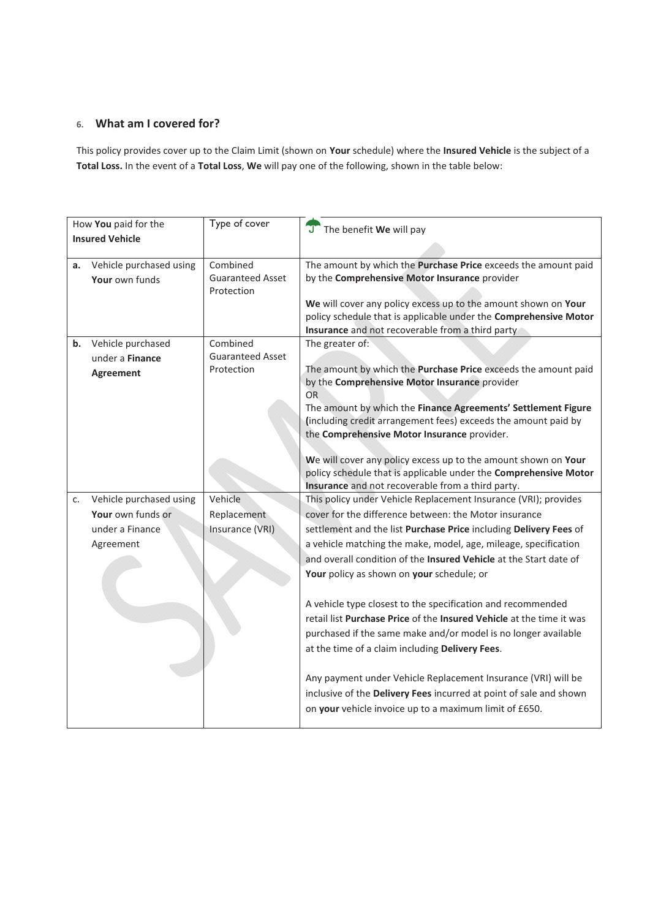## 6. What am I covered for?

This policy provides cover up to the Claim Limit (shown on **Your** schedule) where the **Insured Vehicle** is the subject of a **Total Loss.** In the event of a **Total Loss**, **We** will pay one of the following, shown in the table below:

| How **You** paid for the **Insured Vehicle** | Type of cover | The benefit **We** will pay |
|---|---|---|
| **a.** Vehicle purchased using **Your** own funds | Combined Guaranteed Asset Protection | The amount by which the **Purchase Price** exceeds the amount paid by the **Comprehensive Motor Insurance** provider<br><br>**We** will cover any policy excess up to the amount shown on **Your** policy schedule that is applicable under the **Comprehensive Motor Insurance** and not recoverable from a third party |
| **b.** Vehicle purchased under a **Finance Agreement** | Combined Guaranteed Asset Protection | The greater of:<br><br>The amount by which the **Purchase Price** exceeds the amount paid by the **Comprehensive Motor Insurance** provider<br>OR<br>The amount by which the **Finance Agreements' Settlement Figure (**including credit arrangement fees) exceeds the amount paid by the **Comprehensive Motor Insurance** provider.<br><br>**W**e will cover any policy excess up to the amount shown on **Your** policy schedule that is applicable under the **Comprehensive Motor Insurance** and not recoverable from a third party. |
| c. Vehicle purchased using **Your** own funds or under a Finance Agreement | Vehicle Replacement Insurance (VRI) | This policy under Vehicle Replacement Insurance (VRI); provides cover for the difference between: the Motor insurance settlement and the list **Purchase Price** including **Delivery Fees** of a vehicle matching the make, model, age, mileage, specification and overall condition of the **Insured Vehicle** at the Start date of **Your** policy as shown on **your** schedule; or<br><br>A vehicle type closest to the specification and recommended retail list **Purchase Price** of the **Insured Vehicle** at the time it was purchased if the same make and/or model is no longer available at the time of a claim including **Delivery Fees**.<br><br>Any payment under Vehicle Replacement Insurance (VRI) will be inclusive of the **Delivery Fees** incurred at point of sale and shown on **your** vehicle invoice up to a maximum limit of £650. |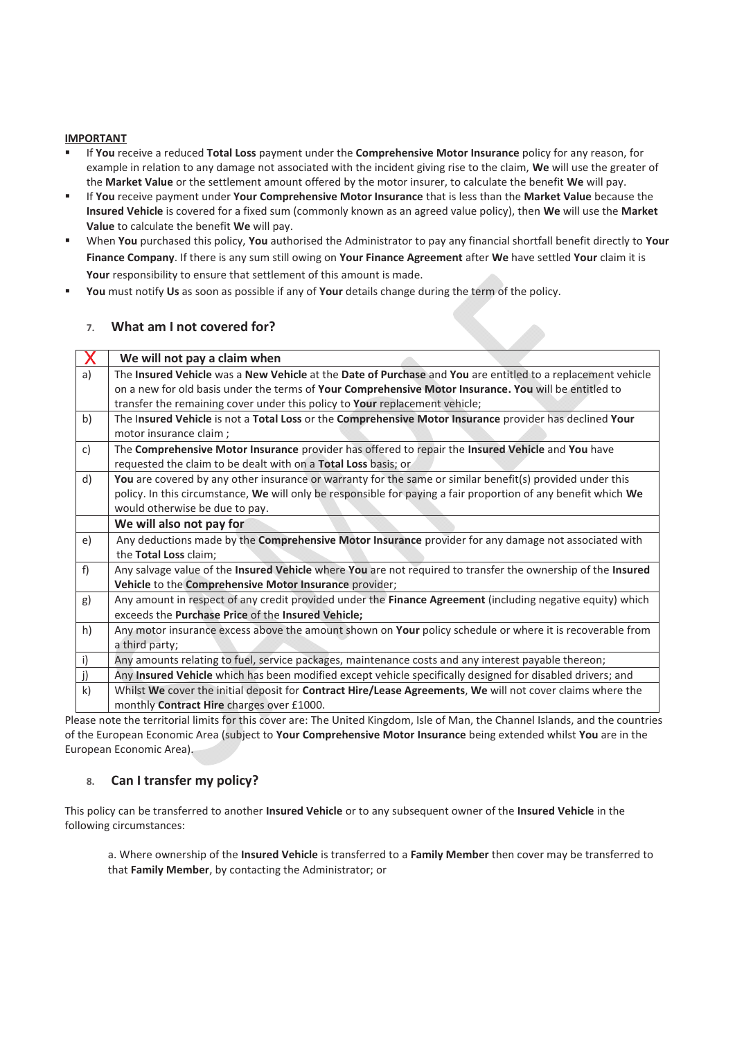**IMPORTANT**

- If **You** receive a reduced **Total Loss** payment under the **Comprehensive Motor Insurance** policy for any reason, for example in relation to any damage not associated with the incident giving rise to the claim, **We** will use the greater of the **Market Value** or the settlement amount offered by the motor insurer, to calculate the benefit **We** will pay.
- If **You** receive payment under **Your Comprehensive Motor Insurance** that is less than the **Market Value** because the **Insured Vehicle** is covered for a fixed sum (commonly known as an agreed value policy), then **We** will use the **Market Value** to calculate the benefit **We** will pay.
- When **You** purchased this policy, **You** authorised the Administrator to pay any financial shortfall benefit directly to **Your Finance Company**. If there is any sum still owing on **Your Finance Agreement** after **We** have settled **Your** claim it is **Your** responsibility to ensure that settlement of this amount is made.
- **You** must notify **Us** as soon as possible if any of **Your** details change during the term of the policy.

## 7. What am I not covered for?

| X | We will not pay a claim when |
|---|---|
| a) | The **Insured Vehicle** was a **New Vehicle** at the **Date of Purchase** and **You** are entitled to a replacement vehicle on a new for old basis under the terms of **Your Comprehensive Motor Insurance. You** will be entitled to transfer the remaining cover under this policy to **Your** replacement vehicle; |
| b) | The I**nsured Vehicle** is not a **Total Loss** or the **Comprehensive Motor Insurance** provider has declined **Your** motor insurance claim ; |
| c) | The **Comprehensive Motor Insurance** provider has offered to repair the **Insured Vehicle** and **You** have requested the claim to be dealt with on a **Total Loss** basis; or |
| d) | **You** are covered by any other insurance or warranty for the same or similar benefit(s) provided under this policy. In this circumstance, **We** will only be responsible for paying a fair proportion of any benefit which **We** would otherwise be due to pay. |
| | **We will also not pay for** |
| e) | Any deductions made by the **Comprehensive Motor Insurance** provider for any damage not associated with the **Total Loss** claim; |
| f) | Any salvage value of the **Insured Vehicle** where **You** are not required to transfer the ownership of the **Insured Vehicle** to the **Comprehensive Motor Insurance** provider; |
| g) | Any amount in respect of any credit provided under the **Finance Agreement** (including negative equity) which exceeds the **Purchase Price** of the **Insured Vehicle;** |
| h) | Any motor insurance excess above the amount shown on **Your** policy schedule or where it is recoverable from a third party; |
| i) | Any amounts relating to fuel, service packages, maintenance costs and any interest payable thereon; |
| j) | Any **Insured Vehicle** which has been modified except vehicle specifically designed for disabled drivers; and |
| k) | Whilst **We** cover the initial deposit for **Contract Hire/Lease Agreements**, **We** will not cover claims where the monthly **Contract Hire** charges over £1000. |

Please note the territorial limits for this cover are: The United Kingdom, Isle of Man, the Channel Islands, and the countries of the European Economic Area (subject to **Your Comprehensive Motor Insurance** being extended whilst **You** are in the European Economic Area).

## 8. Can I transfer my policy?

This policy can be transferred to another **Insured Vehicle** or to any subsequent owner of the **Insured Vehicle** in the following circumstances:

a. Where ownership of the **Insured Vehicle** is transferred to a **Family Member** then cover may be transferred to that **Family Member**, by contacting the Administrator; or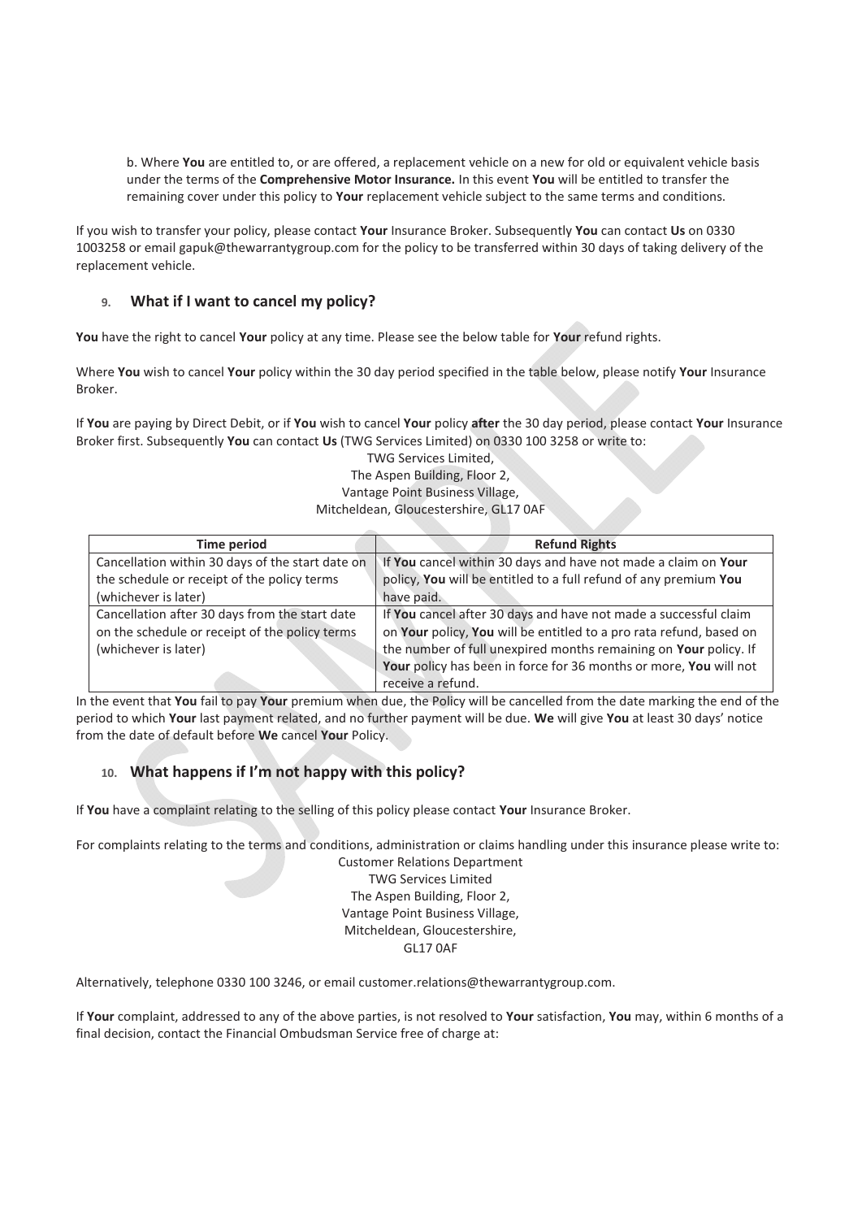b. Where **You** are entitled to, or are offered, a replacement vehicle on a new for old or equivalent vehicle basis under the terms of the **Comprehensive Motor Insurance.** In this event **You** will be entitled to transfer the remaining cover under this policy to **Your** replacement vehicle subject to the same terms and conditions.

If you wish to transfer your policy, please contact **Your** Insurance Broker. Subsequently **You** can contact **Us** on 0330 1003258 or email gapuk@thewarrantygroup.com for the policy to be transferred within 30 days of taking delivery of the replacement vehicle.

## 9. What if I want to cancel my policy?

**You** have the right to cancel **Your** policy at any time. Please see the below table for **Your** refund rights.

Where **You** wish to cancel **Your** policy within the 30 day period specified in the table below, please notify **Your** Insurance Broker.

If **You** are paying by Direct Debit, or if **You** wish to cancel **Your** policy **after** the 30 day period, please contact **Your** Insurance Broker first. Subsequently **You** can contact **Us** (TWG Services Limited) on 0330 100 3258 or write to:

TWG Services Limited,
The Aspen Building, Floor 2,
Vantage Point Business Village,
Mitcheldean, Gloucestershire, GL17 0AF

| Time period | Refund Rights |
|---|---|
| Cancellation within 30 days of the start date on the schedule or receipt of the policy terms (whichever is later) | If **You** cancel within 30 days and have not made a claim on **Your** policy, **You** will be entitled to a full refund of any premium **You** have paid. |
| Cancellation after 30 days from the start date on the schedule or receipt of the policy terms (whichever is later) | If **You** cancel after 30 days and have not made a successful claim on **Your** policy, **You** will be entitled to a pro rata refund, based on the number of full unexpired months remaining on **Your** policy. If **Your** policy has been in force for 36 months or more, **You** will not receive a refund. |

In the event that **You** fail to pay **Your** premium when due, the Policy will be cancelled from the date marking the end of the period to which **Your** last payment related, and no further payment will be due. **We** will give **You** at least 30 days' notice from the date of default before **We** cancel **Your** Policy.

## 10. What happens if I'm not happy with this policy?

If **You** have a complaint relating to the selling of this policy please contact **Your** Insurance Broker.

For complaints relating to the terms and conditions, administration or claims handling under this insurance please write to:

Customer Relations Department
TWG Services Limited
The Aspen Building, Floor 2,
Vantage Point Business Village,
Mitcheldean, Gloucestershire,
GL17 0AF

Alternatively, telephone 0330 100 3246, or email customer.relations@thewarrantygroup.com.

If **Your** complaint, addressed to any of the above parties, is not resolved to **Your** satisfaction, **You** may, within 6 months of a final decision, contact the Financial Ombudsman Service free of charge at: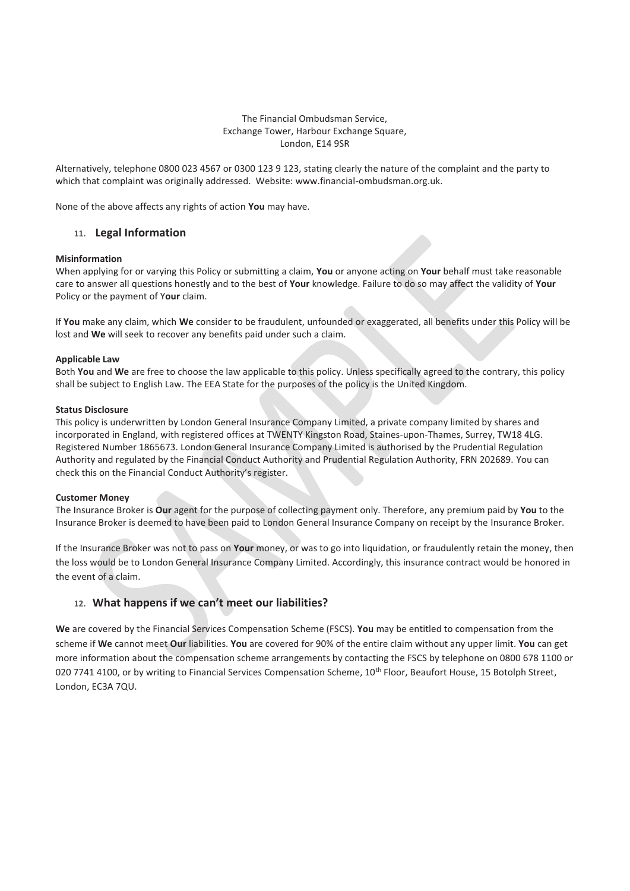The Financial Ombudsman Service,
Exchange Tower, Harbour Exchange Square,
London, E14 9SR

Alternatively, telephone 0800 023 4567 or 0300 123 9 123, stating clearly the nature of the complaint and the party to which that complaint was originally addressed. Website: www.financial-ombudsman.org.uk.

None of the above affects any rights of action **You** may have.

## 11. Legal Information

**Misinformation**

When applying for or varying this Policy or submitting a claim, **You** or anyone acting on **Your** behalf must take reasonable care to answer all questions honestly and to the best of **Your** knowledge. Failure to do so may affect the validity of **Your** Policy or the payment of Y**our** claim.

If **You** make any claim, which **We** consider to be fraudulent, unfounded or exaggerated, all benefits under this Policy will be lost and **We** will seek to recover any benefits paid under such a claim.

**Applicable Law**

Both **You** and **We** are free to choose the law applicable to this policy. Unless specifically agreed to the contrary, this policy shall be subject to English Law. The EEA State for the purposes of the policy is the United Kingdom.

**Status Disclosure**

This policy is underwritten by London General Insurance Company Limited, a private company limited by shares and incorporated in England, with registered offices at TWENTY Kingston Road, Staines-upon-Thames, Surrey, TW18 4LG. Registered Number 1865673. London General Insurance Company Limited is authorised by the Prudential Regulation Authority and regulated by the Financial Conduct Authority and Prudential Regulation Authority, FRN 202689. You can check this on the Financial Conduct Authority's register.

**Customer Money**

The Insurance Broker is **Our** agent for the purpose of collecting payment only. Therefore, any premium paid by **You** to the Insurance Broker is deemed to have been paid to London General Insurance Company on receipt by the Insurance Broker.

If the Insurance Broker was not to pass on **Your** money, or was to go into liquidation, or fraudulently retain the money, then the loss would be to London General Insurance Company Limited. Accordingly, this insurance contract would be honored in the event of a claim.

## 12. What happens if we can't meet our liabilities?

**We** are covered by the Financial Services Compensation Scheme (FSCS). **You** may be entitled to compensation from the scheme if **We** cannot meet **Our** liabilities. **You** are covered for 90% of the entire claim without any upper limit. **You** can get more information about the compensation scheme arrangements by contacting the FSCS by telephone on 0800 678 1100 or 020 7741 4100, or by writing to Financial Services Compensation Scheme, 10th Floor, Beaufort House, 15 Botolph Street, London, EC3A 7QU.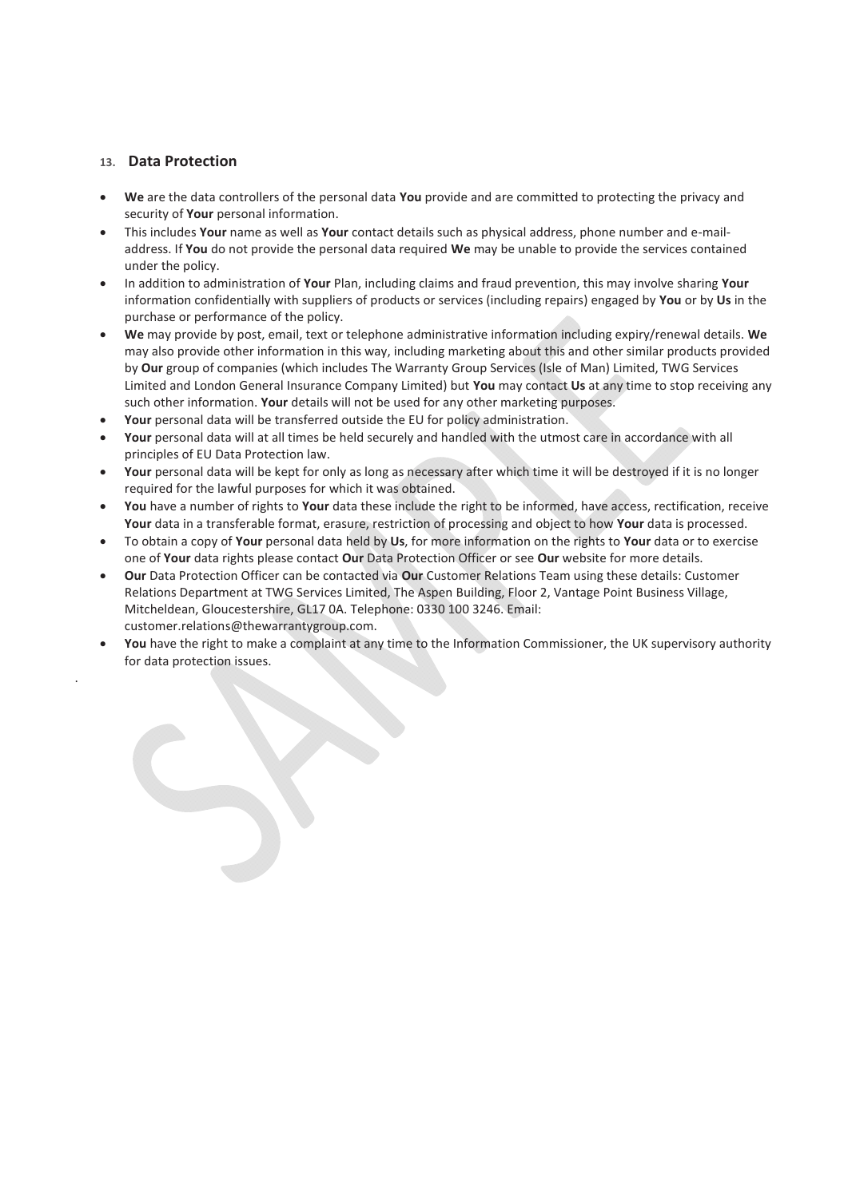## 13. Data Protection

- **We** are the data controllers of the personal data **You** provide and are committed to protecting the privacy and security of **Your** personal information.
- This includes **Your** name as well as **Your** contact details such as physical address, phone number and e-mail-address. If **You** do not provide the personal data required **We** may be unable to provide the services contained under the policy.
- In addition to administration of **Your** Plan, including claims and fraud prevention, this may involve sharing **Your** information confidentially with suppliers of products or services (including repairs) engaged by **You** or by **Us** in the purchase or performance of the policy.
- **We** may provide by post, email, text or telephone administrative information including expiry/renewal details. **We** may also provide other information in this way, including marketing about this and other similar products provided by **Our** group of companies (which includes The Warranty Group Services (Isle of Man) Limited, TWG Services Limited and London General Insurance Company Limited) but **You** may contact **Us** at any time to stop receiving any such other information. **Your** details will not be used for any other marketing purposes.
- **Your** personal data will be transferred outside the EU for policy administration.
- **Your** personal data will at all times be held securely and handled with the utmost care in accordance with all principles of EU Data Protection law.
- **Your** personal data will be kept for only as long as necessary after which time it will be destroyed if it is no longer required for the lawful purposes for which it was obtained.
- **You** have a number of rights to **Your** data these include the right to be informed, have access, rectification, receive **Your** data in a transferable format, erasure, restriction of processing and object to how **Your** data is processed.
- To obtain a copy of **Your** personal data held by **Us**, for more information on the rights to **Your** data or to exercise one of **Your** data rights please contact **Our** Data Protection Officer or see **Our** website for more details.
- **Our** Data Protection Officer can be contacted via **Our** Customer Relations Team using these details: Customer Relations Department at TWG Services Limited, The Aspen Building, Floor 2, Vantage Point Business Village, Mitcheldean, Gloucestershire, GL17 0A. Telephone: 0330 100 3246. Email: customer.relations@thewarrantygroup.com.
- **You** have the right to make a complaint at any time to the Information Commissioner, the UK supervisory authority for data protection issues.